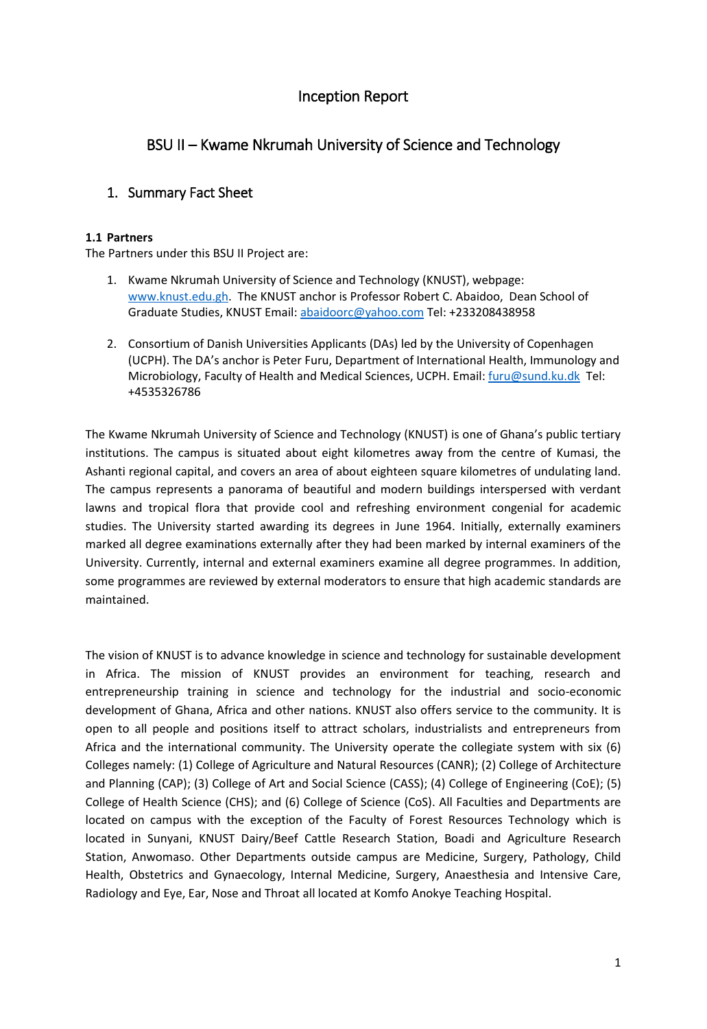# Inception Report

## BSU II – Kwame Nkrumah University of Science and Technology

## 1. Summary Fact Sheet

**1.1 Partners**

The Partners under this BSU II Project are:

1. Kwame Nkrumah University of Science and Technology (KNUST), webpage: www.knust.edu.gh. The KNUST anchor is Professor Robert C. Abaidoo, Dean School of Graduate Studies, KNUST Email: abaidoorc@yahoo.com Tel: +233208438958

2. Consortium of Danish Universities Applicants (DAs) led by the University of Copenhagen (UCPH). The DA's anchor is Peter Furu, Department of International Health, Immunology and Microbiology, Faculty of Health and Medical Sciences, UCPH. Email: furu@sund.ku.dk Tel: +4535326786

The Kwame Nkrumah University of Science and Technology (KNUST) is one of Ghana's public tertiary institutions. The campus is situated about eight kilometres away from the centre of Kumasi, the Ashanti regional capital, and covers an area of about eighteen square kilometres of undulating land. The campus represents a panorama of beautiful and modern buildings interspersed with verdant lawns and tropical flora that provide cool and refreshing environment congenial for academic studies. The University started awarding its degrees in June 1964. Initially, externally examiners marked all degree examinations externally after they had been marked by internal examiners of the University. Currently, internal and external examiners examine all degree programmes. In addition, some programmes are reviewed by external moderators to ensure that high academic standards are maintained.

The vision of KNUST is to advance knowledge in science and technology for sustainable development in Africa. The mission of KNUST provides an environment for teaching, research and entrepreneurship training in science and technology for the industrial and socio-economic development of Ghana, Africa and other nations. KNUST also offers service to the community. It is open to all people and positions itself to attract scholars, industrialists and entrepreneurs from Africa and the international community. The University operate the collegiate system with six (6) Colleges namely: (1) College of Agriculture and Natural Resources (CANR); (2) College of Architecture and Planning (CAP); (3) College of Art and Social Science (CASS); (4) College of Engineering (CoE); (5) College of Health Science (CHS); and (6) College of Science (CoS). All Faculties and Departments are located on campus with the exception of the Faculty of Forest Resources Technology which is located in Sunyani, KNUST Dairy/Beef Cattle Research Station, Boadi and Agriculture Research Station, Anwomaso. Other Departments outside campus are Medicine, Surgery, Pathology, Child Health, Obstetrics and Gynaecology, Internal Medicine, Surgery, Anaesthesia and Intensive Care, Radiology and Eye, Ear, Nose and Throat all located at Komfo Anokye Teaching Hospital.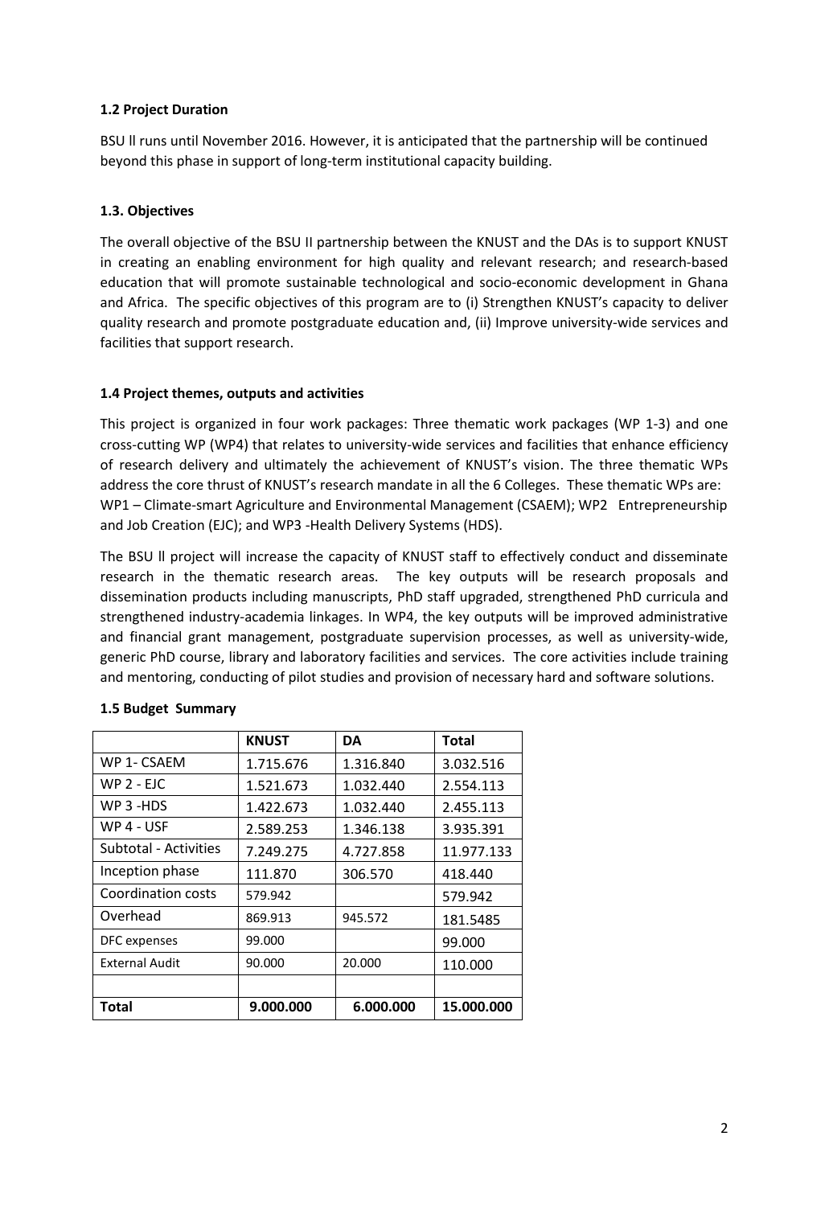### 1.2 Project Duration

BSU ll runs until November 2016. However, it is anticipated that the partnership will be continued beyond this phase in support of long-term institutional capacity building.

### 1.3. Objectives

The overall objective of the BSU II partnership between the KNUST and the DAs is to support KNUST in creating an enabling environment for high quality and relevant research; and research-based education that will promote sustainable technological and socio-economic development in Ghana and Africa. The specific objectives of this program are to (i) Strengthen KNUST's capacity to deliver quality research and promote postgraduate education and, (ii) Improve university-wide services and facilities that support research.

### 1.4 Project themes, outputs and activities

This project is organized in four work packages: Three thematic work packages (WP 1-3) and one cross-cutting WP (WP4) that relates to university-wide services and facilities that enhance efficiency of research delivery and ultimately the achievement of KNUST's vision. The three thematic WPs address the core thrust of KNUST's research mandate in all the 6 Colleges. These thematic WPs are: WP1 – Climate-smart Agriculture and Environmental Management (CSAEM); WP2 Entrepreneurship and Job Creation (EJC); and WP3 -Health Delivery Systems (HDS).

The BSU ll project will increase the capacity of KNUST staff to effectively conduct and disseminate research in the thematic research areas. The key outputs will be research proposals and dissemination products including manuscripts, PhD staff upgraded, strengthened PhD curricula and strengthened industry-academia linkages. In WP4, the key outputs will be improved administrative and financial grant management, postgraduate supervision processes, as well as university-wide, generic PhD course, library and laboratory facilities and services. The core activities include training and mentoring, conducting of pilot studies and provision of necessary hard and software solutions.

### 1.5 Budget Summary

| | KNUST | DA | Total |
|---|---|---|---|
| WP 1- CSAEM | 1.715.676 | 1.316.840 | 3.032.516 |
| WP 2 - EJC | 1.521.673 | 1.032.440 | 2.554.113 |
| WP 3 -HDS | 1.422.673 | 1.032.440 | 2.455.113 |
| WP 4 - USF | 2.589.253 | 1.346.138 | 3.935.391 |
| Subtotal - Activities | 7.249.275 | 4.727.858 | 11.977.133 |
| Inception phase | 111.870 | 306.570 | 418.440 |
| Coordination costs | 579.942 | | 579.942 |
| Overhead | 869.913 | 945.572 | 181.5485 |
| DFC expenses | 99.000 | | 99.000 |
| External Audit | 90.000 | 20.000 | 110.000 |
| | | | |
| **Total** | **9.000.000** | **6.000.000** | **15.000.000** |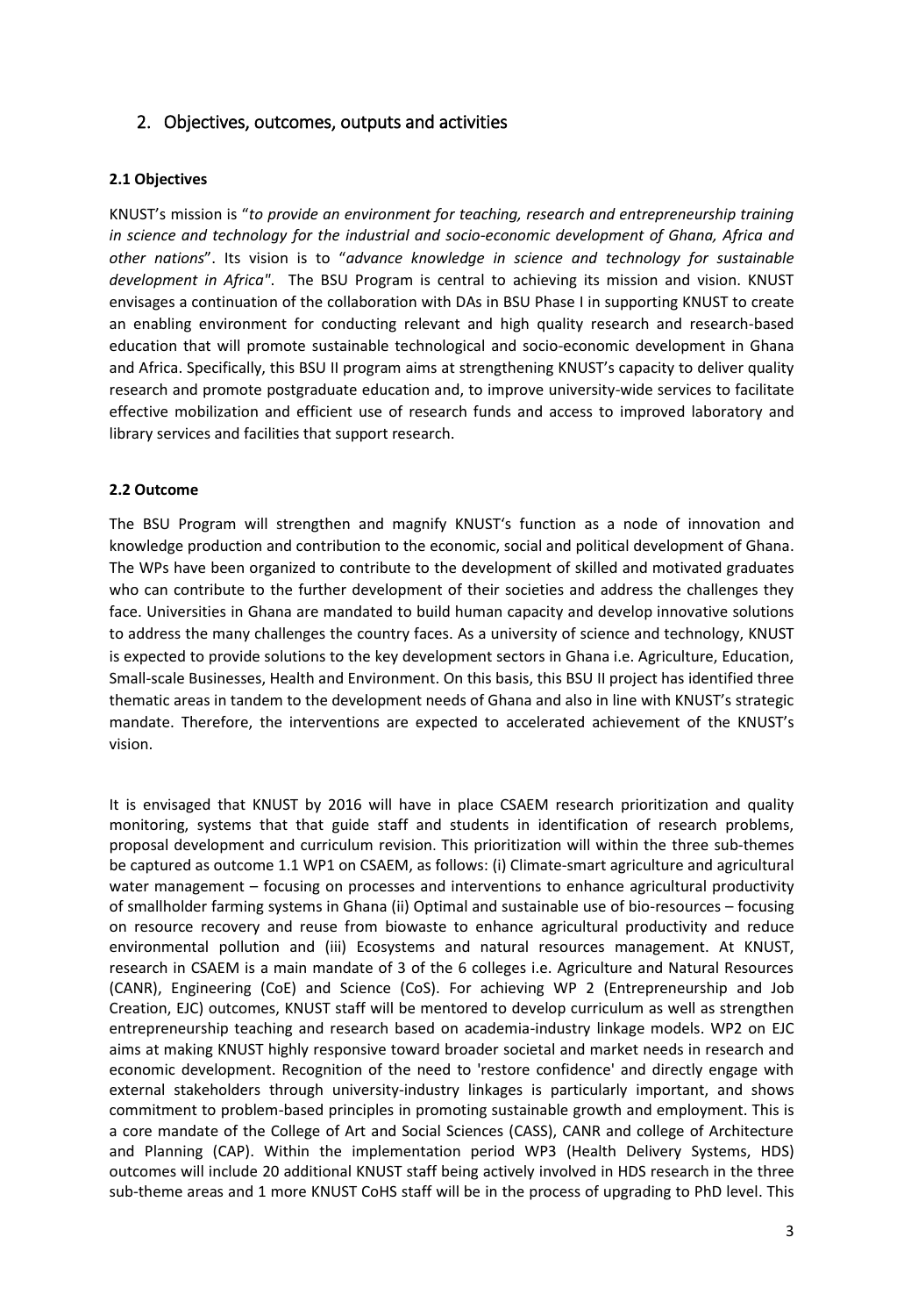## 2. Objectives, outcomes, outputs and activities

### 2.1 Objectives

KNUST's mission is "*to provide an environment for teaching, research and entrepreneurship training in science and technology for the industrial and socio-economic development of Ghana, Africa and other nations*". Its vision is to "*advance knowledge in science and technology for sustainable development in Africa"*. The BSU Program is central to achieving its mission and vision. KNUST envisages a continuation of the collaboration with DAs in BSU Phase I in supporting KNUST to create an enabling environment for conducting relevant and high quality research and research-based education that will promote sustainable technological and socio-economic development in Ghana and Africa. Specifically, this BSU II program aims at strengthening KNUST's capacity to deliver quality research and promote postgraduate education and, to improve university-wide services to facilitate effective mobilization and efficient use of research funds and access to improved laboratory and library services and facilities that support research.

### 2.2 Outcome

The BSU Program will strengthen and magnify KNUST's function as a node of innovation and knowledge production and contribution to the economic, social and political development of Ghana. The WPs have been organized to contribute to the development of skilled and motivated graduates who can contribute to the further development of their societies and address the challenges they face. Universities in Ghana are mandated to build human capacity and develop innovative solutions to address the many challenges the country faces. As a university of science and technology, KNUST is expected to provide solutions to the key development sectors in Ghana i.e. Agriculture, Education, Small-scale Businesses, Health and Environment. On this basis, this BSU II project has identified three thematic areas in tandem to the development needs of Ghana and also in line with KNUST's strategic mandate. Therefore, the interventions are expected to accelerated achievement of the KNUST's vision.

It is envisaged that KNUST by 2016 will have in place CSAEM research prioritization and quality monitoring, systems that that guide staff and students in identification of research problems, proposal development and curriculum revision. This prioritization will within the three sub-themes be captured as outcome 1.1 WP1 on CSAEM, as follows: (i) Climate-smart agriculture and agricultural water management – focusing on processes and interventions to enhance agricultural productivity of smallholder farming systems in Ghana (ii) Optimal and sustainable use of bio-resources – focusing on resource recovery and reuse from biowaste to enhance agricultural productivity and reduce environmental pollution and (iii) Ecosystems and natural resources management. At KNUST, research in CSAEM is a main mandate of 3 of the 6 colleges i.e. Agriculture and Natural Resources (CANR), Engineering (CoE) and Science (CoS). For achieving WP 2 (Entrepreneurship and Job Creation, EJC) outcomes, KNUST staff will be mentored to develop curriculum as well as strengthen entrepreneurship teaching and research based on academia-industry linkage models. WP2 on EJC aims at making KNUST highly responsive toward broader societal and market needs in research and economic development. Recognition of the need to 'restore confidence' and directly engage with external stakeholders through university-industry linkages is particularly important, and shows commitment to problem-based principles in promoting sustainable growth and employment. This is a core mandate of the College of Art and Social Sciences (CASS), CANR and college of Architecture and Planning (CAP). Within the implementation period WP3 (Health Delivery Systems, HDS) outcomes will include 20 additional KNUST staff being actively involved in HDS research in the three sub-theme areas and 1 more KNUST CoHS staff will be in the process of upgrading to PhD level. This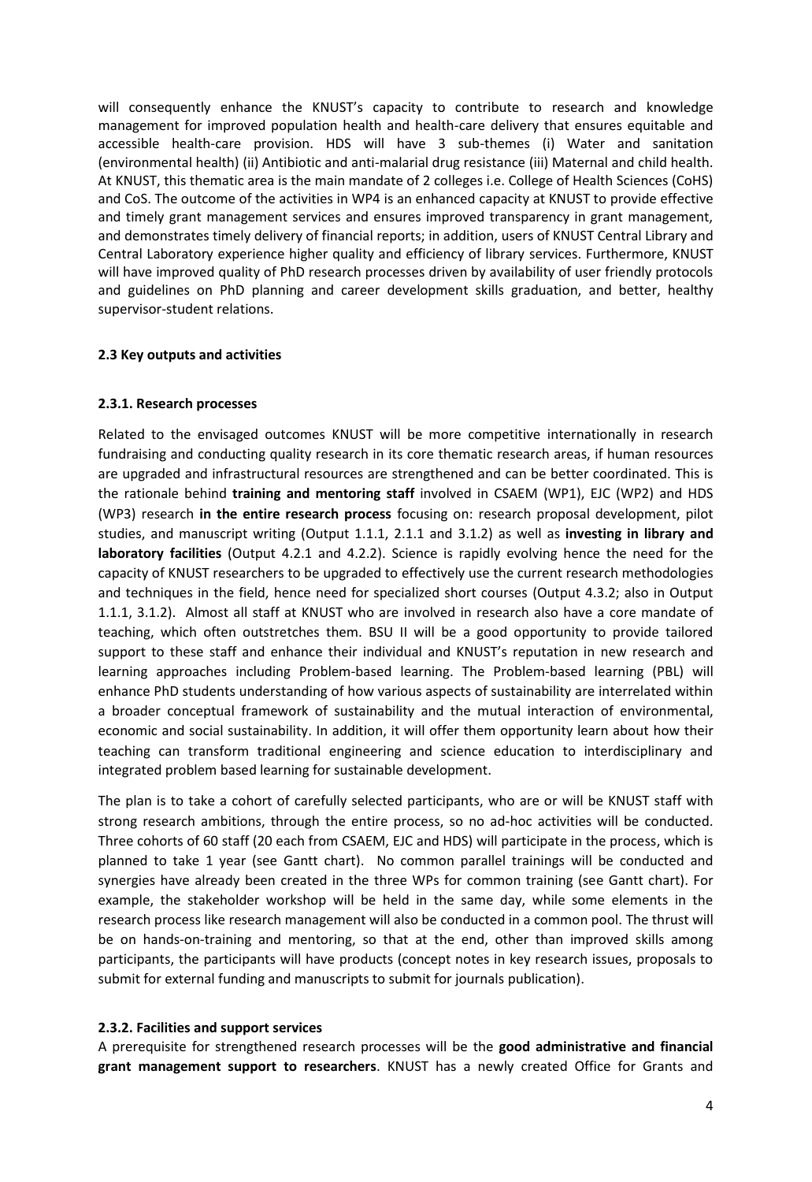will consequently enhance the KNUST's capacity to contribute to research and knowledge management for improved population health and health-care delivery that ensures equitable and accessible health-care provision. HDS will have 3 sub-themes (i) Water and sanitation (environmental health) (ii) Antibiotic and anti-malarial drug resistance (iii) Maternal and child health. At KNUST, this thematic area is the main mandate of 2 colleges i.e. College of Health Sciences (CoHS) and CoS. The outcome of the activities in WP4 is an enhanced capacity at KNUST to provide effective and timely grant management services and ensures improved transparency in grant management, and demonstrates timely delivery of financial reports; in addition, users of KNUST Central Library and Central Laboratory experience higher quality and efficiency of library services. Furthermore, KNUST will have improved quality of PhD research processes driven by availability of user friendly protocols and guidelines on PhD planning and career development skills graduation, and better, healthy supervisor-student relations.

### 2.3 Key outputs and activities

#### 2.3.1. Research processes

Related to the envisaged outcomes KNUST will be more competitive internationally in research fundraising and conducting quality research in its core thematic research areas, if human resources are upgraded and infrastructural resources are strengthened and can be better coordinated. This is the rationale behind **training and mentoring staff** involved in CSAEM (WP1), EJC (WP2) and HDS (WP3) research **in the entire research process** focusing on: research proposal development, pilot studies, and manuscript writing (Output 1.1.1, 2.1.1 and 3.1.2) as well as **investing in library and laboratory facilities** (Output 4.2.1 and 4.2.2). Science is rapidly evolving hence the need for the capacity of KNUST researchers to be upgraded to effectively use the current research methodologies and techniques in the field, hence need for specialized short courses (Output 4.3.2; also in Output 1.1.1, 3.1.2). Almost all staff at KNUST who are involved in research also have a core mandate of teaching, which often outstretches them. BSU II will be a good opportunity to provide tailored support to these staff and enhance their individual and KNUST's reputation in new research and learning approaches including Problem-based learning. The Problem-based learning (PBL) will enhance PhD students understanding of how various aspects of sustainability are interrelated within a broader conceptual framework of sustainability and the mutual interaction of environmental, economic and social sustainability. In addition, it will offer them opportunity learn about how their teaching can transform traditional engineering and science education to interdisciplinary and integrated problem based learning for sustainable development.

The plan is to take a cohort of carefully selected participants, who are or will be KNUST staff with strong research ambitions, through the entire process, so no ad-hoc activities will be conducted. Three cohorts of 60 staff (20 each from CSAEM, EJC and HDS) will participate in the process, which is planned to take 1 year (see Gantt chart). No common parallel trainings will be conducted and synergies have already been created in the three WPs for common training (see Gantt chart). For example, the stakeholder workshop will be held in the same day, while some elements in the research process like research management will also be conducted in a common pool. The thrust will be on hands-on-training and mentoring, so that at the end, other than improved skills among participants, the participants will have products (concept notes in key research issues, proposals to submit for external funding and manuscripts to submit for journals publication).

#### 2.3.2. Facilities and support services

A prerequisite for strengthened research processes will be the **good administrative and financial grant management support to researchers**. KNUST has a newly created Office for Grants and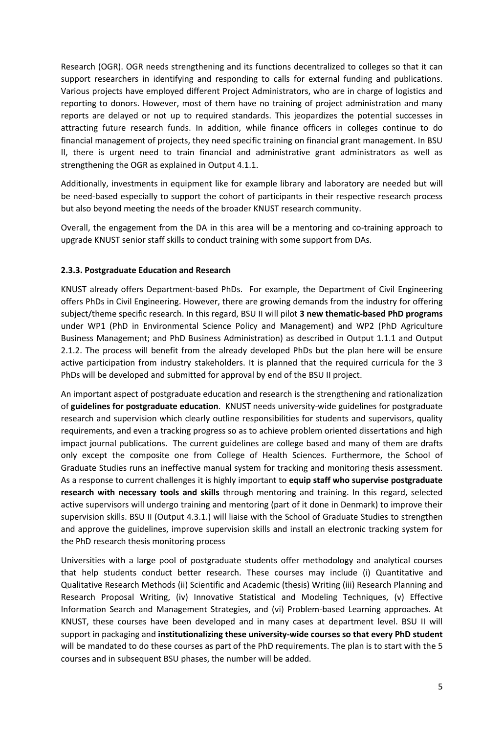Research (OGR). OGR needs strengthening and its functions decentralized to colleges so that it can support researchers in identifying and responding to calls for external funding and publications. Various projects have employed different Project Administrators, who are in charge of logistics and reporting to donors. However, most of them have no training of project administration and many reports are delayed or not up to required standards. This jeopardizes the potential successes in attracting future research funds. In addition, while finance officers in colleges continue to do financial management of projects, they need specific training on financial grant management. In BSU II, there is urgent need to train financial and administrative grant administrators as well as strengthening the OGR as explained in Output 4.1.1.

Additionally, investments in equipment like for example library and laboratory are needed but will be need-based especially to support the cohort of participants in their respective research process but also beyond meeting the needs of the broader KNUST research community.

Overall, the engagement from the DA in this area will be a mentoring and co-training approach to upgrade KNUST senior staff skills to conduct training with some support from DAs.

### 2.3.3. Postgraduate Education and Research

KNUST already offers Department-based PhDs. For example, the Department of Civil Engineering offers PhDs in Civil Engineering. However, there are growing demands from the industry for offering subject/theme specific research. In this regard, BSU II will pilot **3 new thematic-based PhD programs** under WP1 (PhD in Environmental Science Policy and Management) and WP2 (PhD Agriculture Business Management; and PhD Business Administration) as described in Output 1.1.1 and Output 2.1.2. The process will benefit from the already developed PhDs but the plan here will be ensure active participation from industry stakeholders. It is planned that the required curricula for the 3 PhDs will be developed and submitted for approval by end of the BSU II project.

An important aspect of postgraduate education and research is the strengthening and rationalization of **guidelines for postgraduate education**. KNUST needs university-wide guidelines for postgraduate research and supervision which clearly outline responsibilities for students and supervisors, quality requirements, and even a tracking progress so as to achieve problem oriented dissertations and high impact journal publications. The current guidelines are college based and many of them are drafts only except the composite one from College of Health Sciences. Furthermore, the School of Graduate Studies runs an ineffective manual system for tracking and monitoring thesis assessment. As a response to current challenges it is highly important to **equip staff who supervise postgraduate research with necessary tools and skills** through mentoring and training. In this regard, selected active supervisors will undergo training and mentoring (part of it done in Denmark) to improve their supervision skills. BSU II (Output 4.3.1.) will liaise with the School of Graduate Studies to strengthen and approve the guidelines, improve supervision skills and install an electronic tracking system for the PhD research thesis monitoring process

Universities with a large pool of postgraduate students offer methodology and analytical courses that help students conduct better research. These courses may include (i) Quantitative and Qualitative Research Methods (ii) Scientific and Academic (thesis) Writing (iii) Research Planning and Research Proposal Writing, (iv) Innovative Statistical and Modeling Techniques, (v) Effective Information Search and Management Strategies, and (vi) Problem-based Learning approaches. At KNUST, these courses have been developed and in many cases at department level. BSU II will support in packaging and **institutionalizing these university-wide courses so that every PhD student** will be mandated to do these courses as part of the PhD requirements. The plan is to start with the 5 courses and in subsequent BSU phases, the number will be added.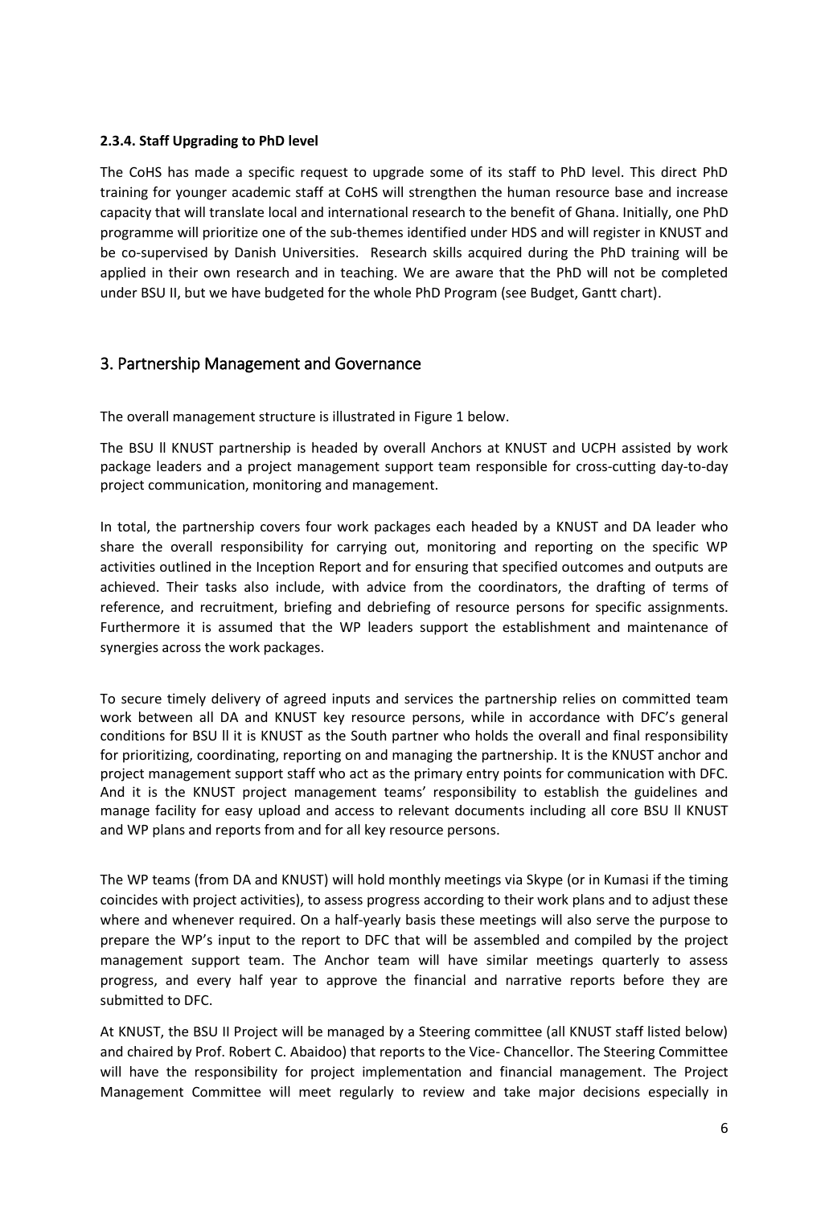#### 2.3.4. Staff Upgrading to PhD level

The CoHS has made a specific request to upgrade some of its staff to PhD level. This direct PhD training for younger academic staff at CoHS will strengthen the human resource base and increase capacity that will translate local and international research to the benefit of Ghana. Initially, one PhD programme will prioritize one of the sub-themes identified under HDS and will register in KNUST and be co-supervised by Danish Universities. Research skills acquired during the PhD training will be applied in their own research and in teaching. We are aware that the PhD will not be completed under BSU II, but we have budgeted for the whole PhD Program (see Budget, Gantt chart).

## 3. Partnership Management and Governance

The overall management structure is illustrated in Figure 1 below.

The BSU ll KNUST partnership is headed by overall Anchors at KNUST and UCPH assisted by work package leaders and a project management support team responsible for cross-cutting day-to-day project communication, monitoring and management.

In total, the partnership covers four work packages each headed by a KNUST and DA leader who share the overall responsibility for carrying out, monitoring and reporting on the specific WP activities outlined in the Inception Report and for ensuring that specified outcomes and outputs are achieved. Their tasks also include, with advice from the coordinators, the drafting of terms of reference, and recruitment, briefing and debriefing of resource persons for specific assignments. Furthermore it is assumed that the WP leaders support the establishment and maintenance of synergies across the work packages.

To secure timely delivery of agreed inputs and services the partnership relies on committed team work between all DA and KNUST key resource persons, while in accordance with DFC's general conditions for BSU ll it is KNUST as the South partner who holds the overall and final responsibility for prioritizing, coordinating, reporting on and managing the partnership. It is the KNUST anchor and project management support staff who act as the primary entry points for communication with DFC. And it is the KNUST project management teams' responsibility to establish the guidelines and manage facility for easy upload and access to relevant documents including all core BSU ll KNUST and WP plans and reports from and for all key resource persons.

The WP teams (from DA and KNUST) will hold monthly meetings via Skype (or in Kumasi if the timing coincides with project activities), to assess progress according to their work plans and to adjust these where and whenever required. On a half-yearly basis these meetings will also serve the purpose to prepare the WP's input to the report to DFC that will be assembled and compiled by the project management support team. The Anchor team will have similar meetings quarterly to assess progress, and every half year to approve the financial and narrative reports before they are submitted to DFC.

At KNUST, the BSU II Project will be managed by a Steering committee (all KNUST staff listed below) and chaired by Prof. Robert C. Abaidoo) that reports to the Vice- Chancellor. The Steering Committee will have the responsibility for project implementation and financial management. The Project Management Committee will meet regularly to review and take major decisions especially in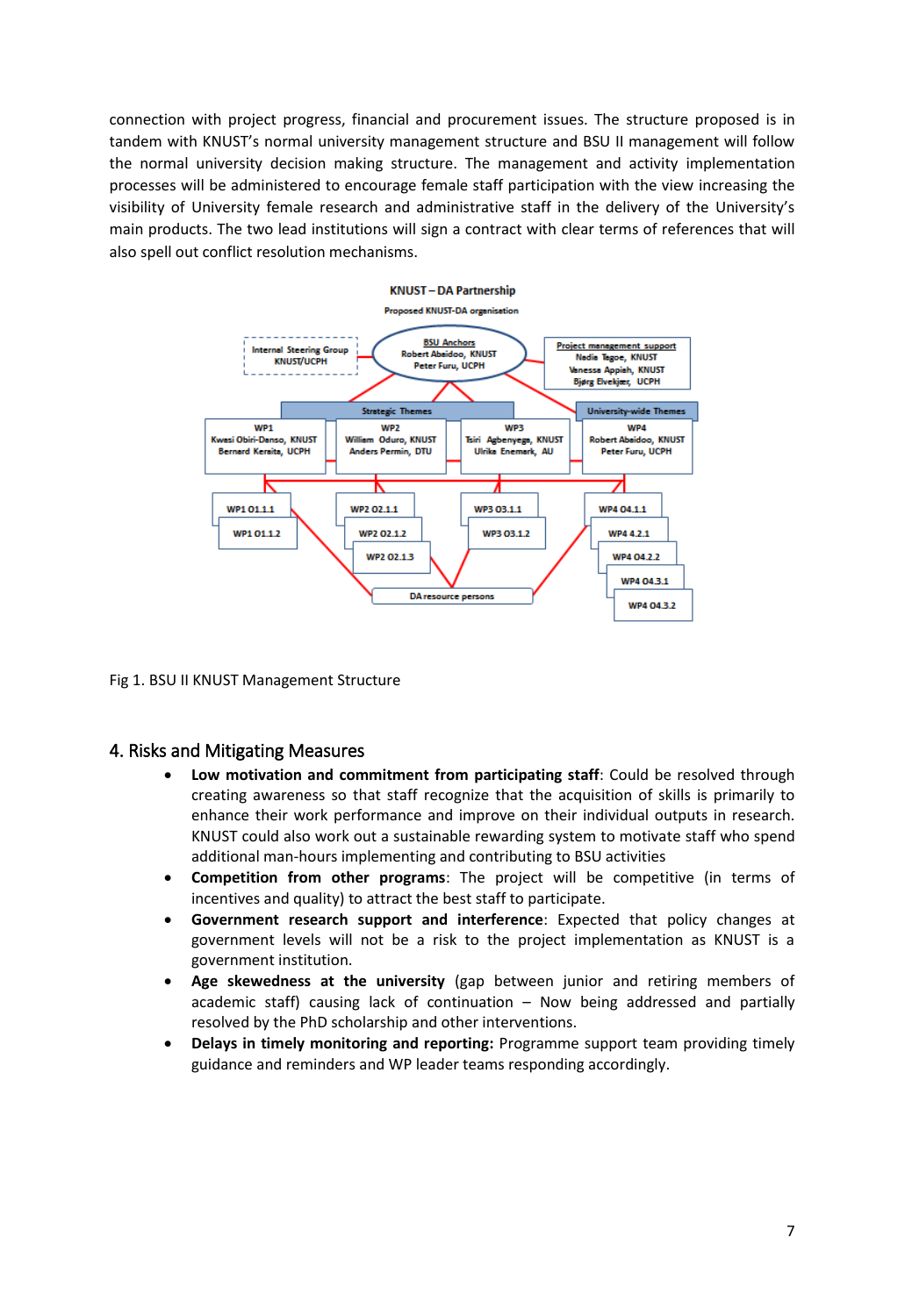connection with project progress, financial and procurement issues. The structure proposed is in tandem with KNUST's normal university management structure and BSU II management will follow the normal university decision making structure. The management and activity implementation processes will be administered to encourage female staff participation with the view increasing the visibility of University female research and administrative staff in the delivery of the University's main products. The two lead institutions will sign a contract with clear terms of references that will also spell out conflict resolution mechanisms.

**KNUST – DA Partnership**

Proposed KNUST-DA organisation

Internal Steering Group KNUST/UCPH

BSU Anchors: Robert Abaidoo, KNUST; Peter Furu, UCPH

Project management support: Nadia Tagoe, KNUST; Vanessa Appiah, KNUST; Bjørg Elvekjær, UCPH

Strategic Themes

- WP1: Kwasi Obiri-Danso, KNUST; Bernard Keraita, UCPH
- WP2: William Oduro, KNUST; Anders Permin, DTU
- WP3: Tsiri Agbenyega, KNUST; Ulrika Enemark, AU

University-wide Themes

- WP4: Robert Abaidoo, KNUST; Peter Furu, UCPH

WP1 O1.1.1, WP1 O1.1.2, WP2 O2.1.1, WP2 O2.1.2, WP2 O2.1.3, WP3 O3.1.1, WP3 O3.1.2, WP4 O4.1.1, WP4 4.2.1, WP4 O4.2.2, WP4 O4.3.1, WP4 O4.3.2

DA resource persons

Fig 1. BSU II KNUST Management Structure

## 4. Risks and Mitigating Measures

- **Low motivation and commitment from participating staff**: Could be resolved through creating awareness so that staff recognize that the acquisition of skills is primarily to enhance their work performance and improve on their individual outputs in research. KNUST could also work out a sustainable rewarding system to motivate staff who spend additional man-hours implementing and contributing to BSU activities
- **Competition from other programs**: The project will be competitive (in terms of incentives and quality) to attract the best staff to participate.
- **Government research support and interference**: Expected that policy changes at government levels will not be a risk to the project implementation as KNUST is a government institution.
- **Age skewedness at the university** (gap between junior and retiring members of academic staff) causing lack of continuation – Now being addressed and partially resolved by the PhD scholarship and other interventions.
- **Delays in timely monitoring and reporting:** Programme support team providing timely guidance and reminders and WP leader teams responding accordingly.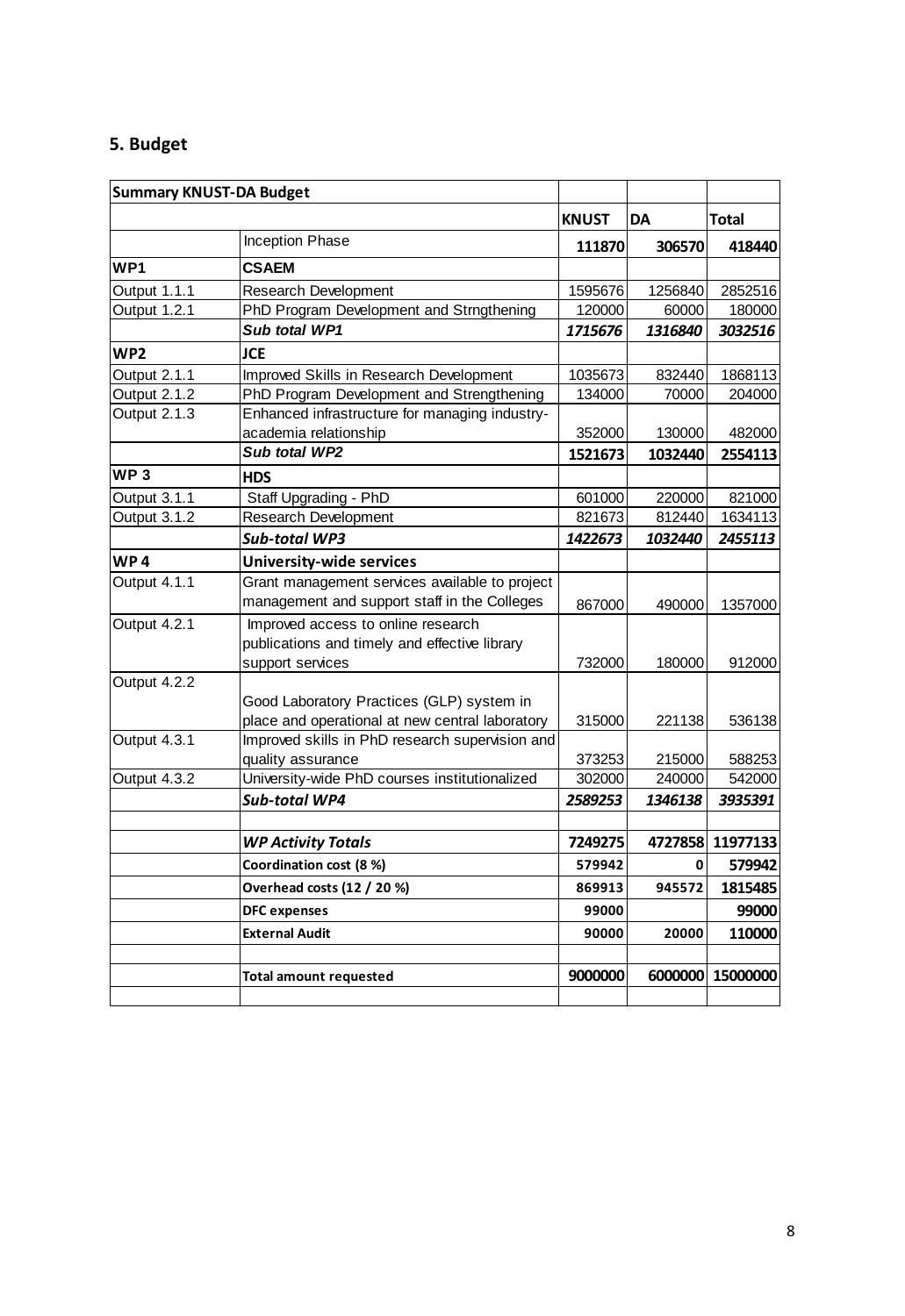## 5. Budget

| Summary KNUST-DA Budget | | | | |
|---|---|---|---|---|
| | | **KNUST** | **DA** | **Total** |
| | Inception Phase | **111870** | **306570** | **418440** |
| **WP1** | **CSAEM** | | | |
| Output 1.1.1 | Research Development | 1595676 | 1256840 | 2852516 |
| Output 1.2.1 | PhD Program Development and Strngthening | 120000 | 60000 | 180000 |
| | ***Sub total WP1*** | ***1715676*** | ***1316840*** | ***3032516*** |
| **WP2** | **JCE** | | | |
| Output 2.1.1 | Improved Skills in Research Development | 1035673 | 832440 | 1868113 |
| Output 2.1.2 | PhD Program Development and Strengthening | 134000 | 70000 | 204000 |
| Output 2.1.3 | Enhanced infrastructure for managing industry-academia relationship | 352000 | 130000 | 482000 |
| | ***Sub total WP2*** | **1521673** | **1032440** | **2554113** |
| **WP 3** | **HDS** | | | |
| Output 3.1.1 | Staff Upgrading - PhD | 601000 | 220000 | 821000 |
| Output 3.1.2 | Research Development | 821673 | 812440 | 1634113 |
| | ***Sub-total WP3*** | ***1422673*** | ***1032440*** | ***2455113*** |
| **WP 4** | **University-wide services** | | | |
| Output 4.1.1 | Grant management services available to project management and support staff in the Colleges | 867000 | 490000 | 1357000 |
| Output 4.2.1 | Improved access to online research publications and timely and effective library support services | 732000 | 180000 | 912000 |
| Output 4.2.2 | Good Laboratory Practices (GLP) system in place and operational at new central laboratory | 315000 | 221138 | 536138 |
| Output 4.3.1 | Improved skills in PhD research supervision and quality assurance | 373253 | 215000 | 588253 |
| Output 4.3.2 | University-wide PhD courses institutionalized | 302000 | 240000 | 542000 |
| | ***Sub-total WP4*** | ***2589253*** | ***1346138*** | ***3935391*** |
| | | | | |
| | ***WP Activity Totals*** | **7249275** | **4727858** | **11977133** |
| | **Coordination cost (8 %)** | **579942** | **0** | **579942** |
| | **Overhead costs (12 / 20 %)** | **869913** | **945572** | **1815485** |
| | **DFC expenses** | **99000** | | **99000** |
| | **External Audit** | **90000** | **20000** | **110000** |
| | | | | |
| | **Total amount requested** | **9000000** | **6000000** | **15000000** |
| | | | | |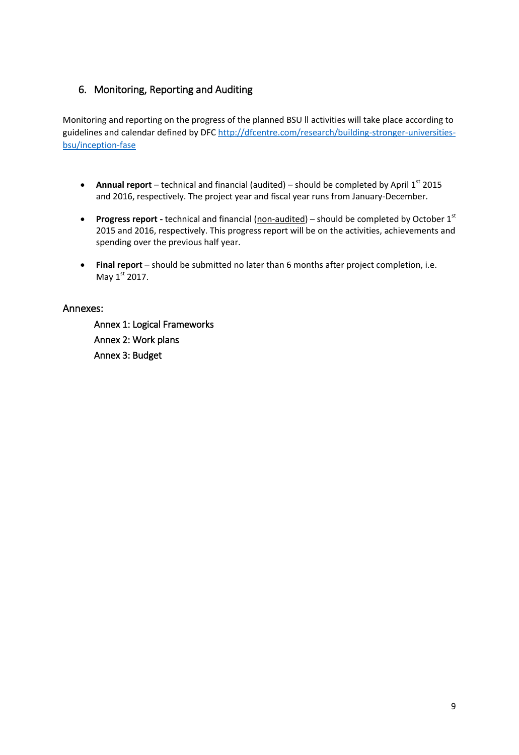## 6. Monitoring, Reporting and Auditing

Monitoring and reporting on the progress of the planned BSU ll activities will take place according to guidelines and calendar defined by DFC [http://dfcentre.com/research/building-stronger-universities-bsu/inception-fase](http://dfcentre.com/research/building-stronger-universities-bsu/inception-fase)

- **Annual report** – technical and financial (audited) – should be completed by April 1st 2015 and 2016, respectively. The project year and fiscal year runs from January-December.
- **Progress report -** technical and financial (non-audited) – should be completed by October 1st 2015 and 2016, respectively. This progress report will be on the activities, achievements and spending over the previous half year.
- **Final report** – should be submitted no later than 6 months after project completion, i.e. May 1st 2017.

### Annexes:

Annex 1: Logical Frameworks

Annex 2: Work plans

Annex 3: Budget